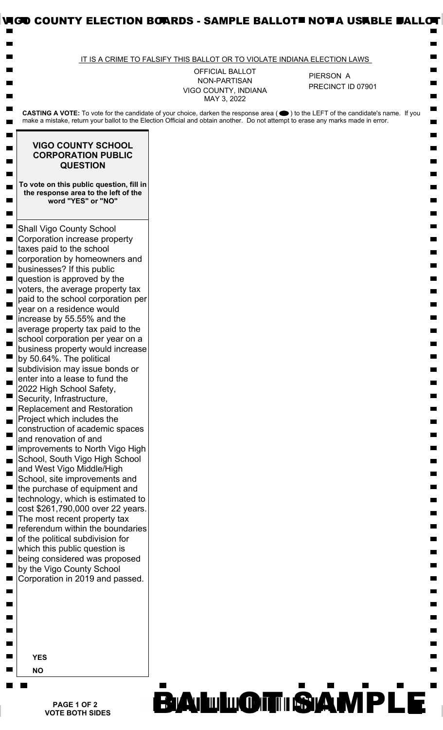VIGO COUNTY ELECTION BOARDS - SAMPLE BALLOT - NOT A USABLE BALLOT

IT IS A CRIME TO FALSIFY THIS BALLOT OR TO VIOLATE INDIANA ELECTION LAWS

OFFICIAL BALLOT
NON-PARTISAN
VIGO COUNTY, INDIANA
MAY 3, 2022

PIERSON A
PRECINCT ID 07901

**CASTING A VOTE:** To vote for the candidate of your choice, darken the response area ( ⬬ ) to the LEFT of the candidate's name. If you make a mistake, return your ballot to the Election Official and obtain another. Do not attempt to erase any marks made in error.

## VIGO COUNTY SCHOOL CORPORATION PUBLIC QUESTION

**To vote on this public question, fill in the response area to the left of the word "YES" or "NO"**

Shall Vigo County School Corporation increase property taxes paid to the school corporation by homeowners and businesses? If this public question is approved by the voters, the average property tax paid to the school corporation per year on a residence would increase by 55.55% and the average property tax paid to the school corporation per year on a business property would increase by 50.64%. The political subdivision may issue bonds or enter into a lease to fund the 2022 High School Safety, Security, Infrastructure, Replacement and Restoration Project which includes the construction of academic spaces and renovation of and improvements to North Vigo High School, South Vigo High School and West Vigo Middle/High School, site improvements and the purchase of equipment and technology, which is estimated to cost $261,790,000 over 22 years. The most recent property tax referendum within the boundaries of the political subdivision for which this public question is being considered was proposed by the Vigo County School Corporation in 2019 and passed.

**YES**

**NO**

**VOTE BOTH SIDES**

BALLOT SAMPLE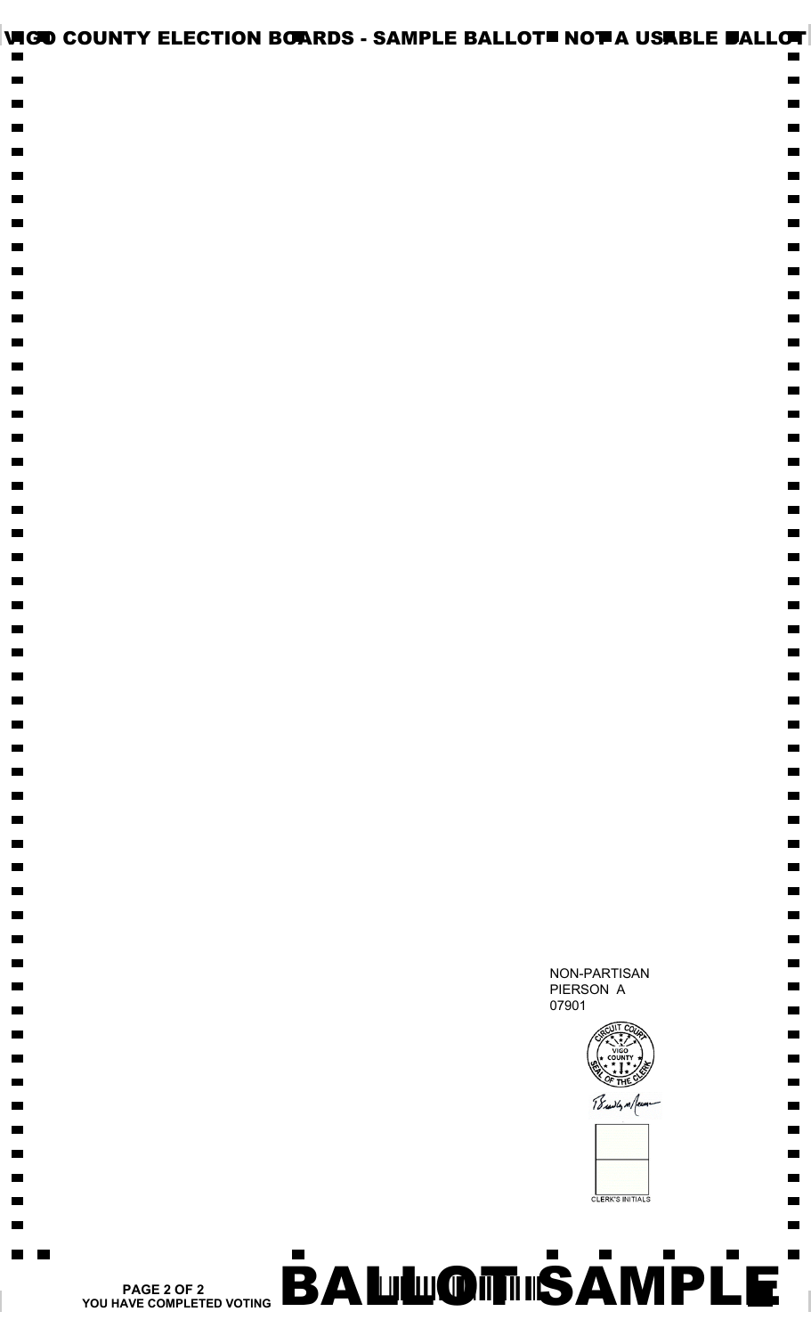# VIGO COUNTY ELECTION BOARDS - SAMPLE BALLOT - NOT A USABLE BALLOT

NON-PARTISAN
PIERSON A
07901

CLERK'S INITIALS

YOU HAVE COMPLETED VOTING

BALLOT SAMPLE